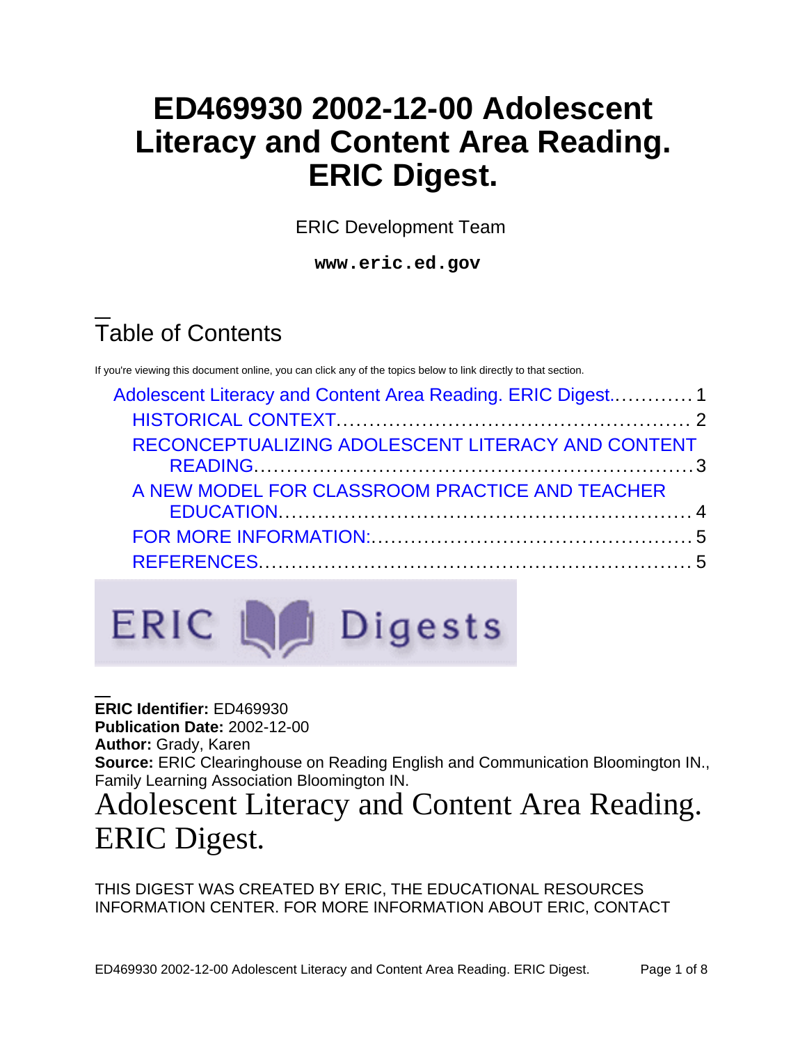# ED469930 2002-12-00 Adolescent Literacy and Content Area Reading. ERIC Digest.

ERIC Development Team

**www.eric.ed.gov**

## Table of Contents

If you're viewing this document online, you can click any of the topics below to link directly to that section.

- Adolescent Literacy and Content Area Reading. ERIC Digest............ 1
  - HISTORICAL CONTEXT.................................................... 2
  - RECONCEPTUALIZING ADOLESCENT LITERACY AND CONTENT READING.................................................................3
  - A NEW MODEL FOR CLASSROOM PRACTICE AND TEACHER EDUCATION............................................................... 4
  - FOR MORE INFORMATION:................................................ 5
  - REFERENCES................................................................ 5

**ERIC Identifier:** ED469930
**Publication Date:** 2002-12-00
**Author:** Grady, Karen
**Source:** ERIC Clearinghouse on Reading English and Communication Bloomington IN., Family Learning Association Bloomington IN.

# Adolescent Literacy and Content Area Reading. ERIC Digest.

THIS DIGEST WAS CREATED BY ERIC, THE EDUCATIONAL RESOURCES INFORMATION CENTER. FOR MORE INFORMATION ABOUT ERIC, CONTACT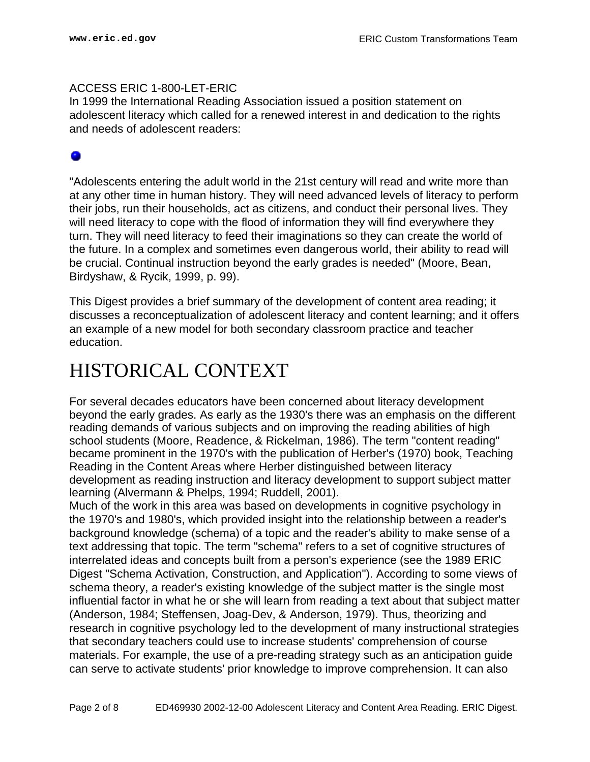ACCESS ERIC 1-800-LET-ERIC

In 1999 the International Reading Association issued a position statement on adolescent literacy which called for a renewed interest in and dedication to the rights and needs of adolescent readers:

"Adolescents entering the adult world in the 21st century will read and write more than at any other time in human history. They will need advanced levels of literacy to perform their jobs, run their households, act as citizens, and conduct their personal lives. They will need literacy to cope with the flood of information they will find everywhere they turn. They will need literacy to feed their imaginations so they can create the world of the future. In a complex and sometimes even dangerous world, their ability to read will be crucial. Continual instruction beyond the early grades is needed" (Moore, Bean, Birdyshaw, & Rycik, 1999, p. 99).

This Digest provides a brief summary of the development of content area reading; it discusses a reconceptualization of adolescent literacy and content learning; and it offers an example of a new model for both secondary classroom practice and teacher education.

# HISTORICAL CONTEXT

For several decades educators have been concerned about literacy development beyond the early grades. As early as the 1930's there was an emphasis on the different reading demands of various subjects and on improving the reading abilities of high school students (Moore, Readence, & Rickelman, 1986). The term "content reading" became prominent in the 1970's with the publication of Herber's (1970) book, Teaching Reading in the Content Areas where Herber distinguished between literacy development as reading instruction and literacy development to support subject matter learning (Alvermann & Phelps, 1994; Ruddell, 2001).

Much of the work in this area was based on developments in cognitive psychology in the 1970's and 1980's, which provided insight into the relationship between a reader's background knowledge (schema) of a topic and the reader's ability to make sense of a text addressing that topic. The term "schema" refers to a set of cognitive structures of interrelated ideas and concepts built from a person's experience (see the 1989 ERIC Digest "Schema Activation, Construction, and Application"). According to some views of schema theory, a reader's existing knowledge of the subject matter is the single most influential factor in what he or she will learn from reading a text about that subject matter (Anderson, 1984; Steffensen, Joag-Dev, & Anderson, 1979). Thus, theorizing and research in cognitive psychology led to the development of many instructional strategies that secondary teachers could use to increase students' comprehension of course materials. For example, the use of a pre-reading strategy such as an anticipation guide can serve to activate students' prior knowledge to improve comprehension. It can also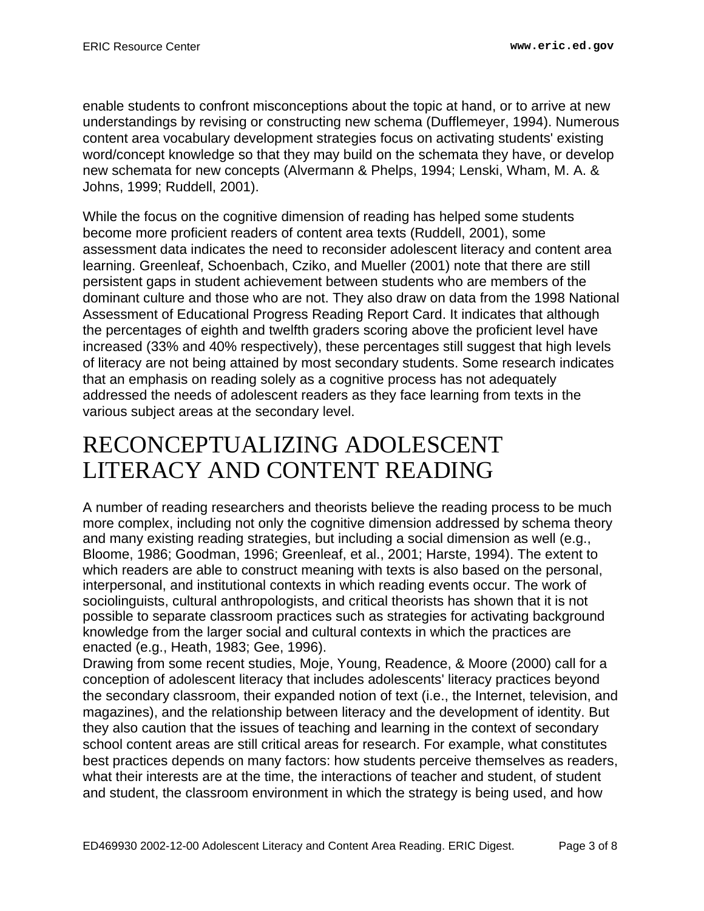enable students to confront misconceptions about the topic at hand, or to arrive at new understandings by revising or constructing new schema (Dufflemeyer, 1994). Numerous content area vocabulary development strategies focus on activating students' existing word/concept knowledge so that they may build on the schemata they have, or develop new schemata for new concepts (Alvermann & Phelps, 1994; Lenski, Wham, M. A. & Johns, 1999; Ruddell, 2001).

While the focus on the cognitive dimension of reading has helped some students become more proficient readers of content area texts (Ruddell, 2001), some assessment data indicates the need to reconsider adolescent literacy and content area learning. Greenleaf, Schoenbach, Cziko, and Mueller (2001) note that there are still persistent gaps in student achievement between students who are members of the dominant culture and those who are not. They also draw on data from the 1998 National Assessment of Educational Progress Reading Report Card. It indicates that although the percentages of eighth and twelfth graders scoring above the proficient level have increased (33% and 40% respectively), these percentages still suggest that high levels of literacy are not being attained by most secondary students. Some research indicates that an emphasis on reading solely as a cognitive process has not adequately addressed the needs of adolescent readers as they face learning from texts in the various subject areas at the secondary level.

# RECONCEPTUALIZING ADOLESCENT LITERACY AND CONTENT READING

A number of reading researchers and theorists believe the reading process to be much more complex, including not only the cognitive dimension addressed by schema theory and many existing reading strategies, but including a social dimension as well (e.g., Bloome, 1986; Goodman, 1996; Greenleaf, et al., 2001; Harste, 1994). The extent to which readers are able to construct meaning with texts is also based on the personal, interpersonal, and institutional contexts in which reading events occur. The work of sociolinguists, cultural anthropologists, and critical theorists has shown that it is not possible to separate classroom practices such as strategies for activating background knowledge from the larger social and cultural contexts in which the practices are enacted (e.g., Heath, 1983; Gee, 1996).

Drawing from some recent studies, Moje, Young, Readence, & Moore (2000) call for a conception of adolescent literacy that includes adolescents' literacy practices beyond the secondary classroom, their expanded notion of text (i.e., the Internet, television, and magazines), and the relationship between literacy and the development of identity. But they also caution that the issues of teaching and learning in the context of secondary school content areas are still critical areas for research. For example, what constitutes best practices depends on many factors: how students perceive themselves as readers, what their interests are at the time, the interactions of teacher and student, of student and student, the classroom environment in which the strategy is being used, and how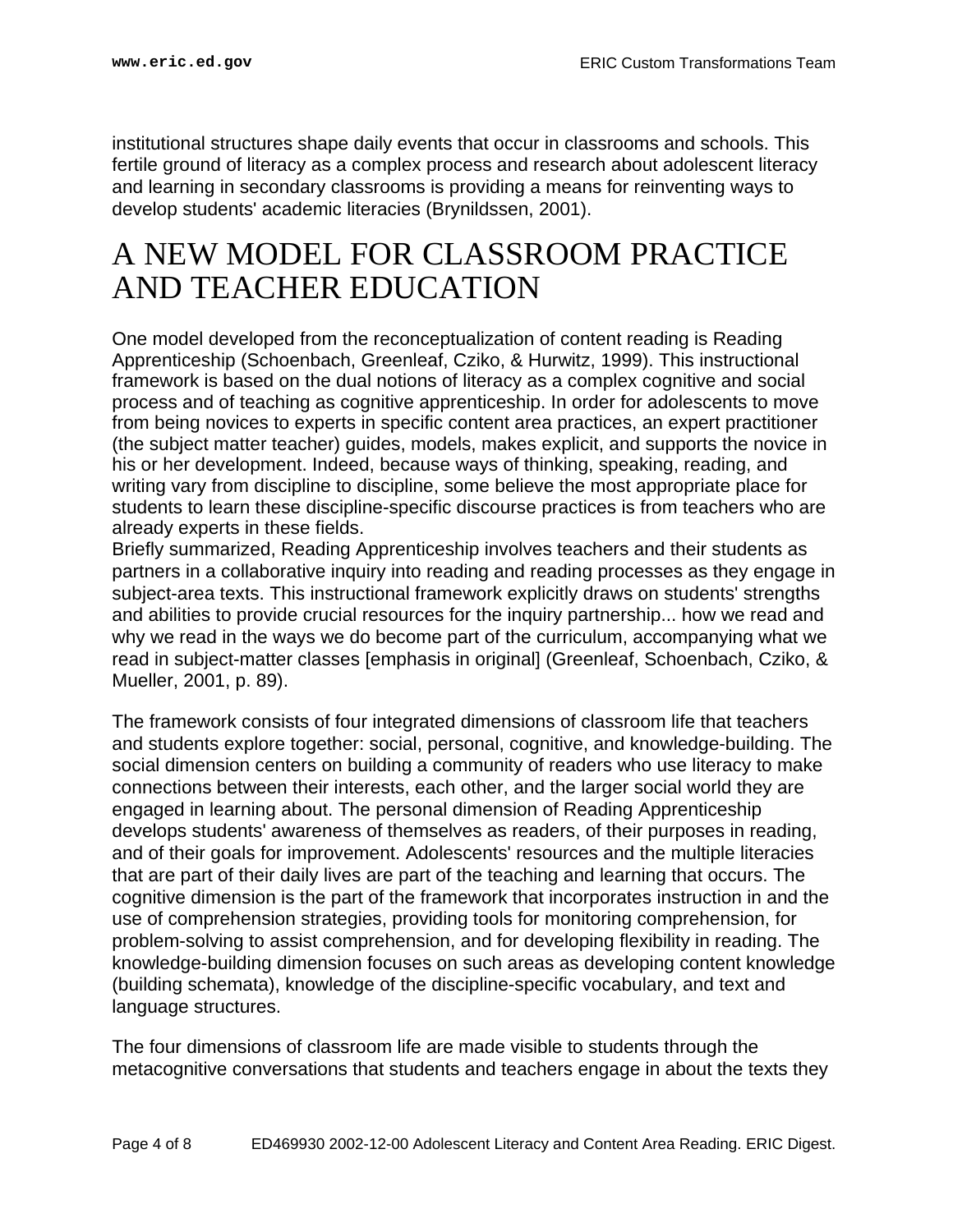institutional structures shape daily events that occur in classrooms and schools. This fertile ground of literacy as a complex process and research about adolescent literacy and learning in secondary classrooms is providing a means for reinventing ways to develop students' academic literacies (Brynildssen, 2001).

# A NEW MODEL FOR CLASSROOM PRACTICE AND TEACHER EDUCATION

One model developed from the reconceptualization of content reading is Reading Apprenticeship (Schoenbach, Greenleaf, Cziko, & Hurwitz, 1999). This instructional framework is based on the dual notions of literacy as a complex cognitive and social process and of teaching as cognitive apprenticeship. In order for adolescents to move from being novices to experts in specific content area practices, an expert practitioner (the subject matter teacher) guides, models, makes explicit, and supports the novice in his or her development. Indeed, because ways of thinking, speaking, reading, and writing vary from discipline to discipline, some believe the most appropriate place for students to learn these discipline-specific discourse practices is from teachers who are already experts in these fields.
Briefly summarized, Reading Apprenticeship involves teachers and their students as partners in a collaborative inquiry into reading and reading processes as they engage in subject-area texts. This instructional framework explicitly draws on students' strengths and abilities to provide crucial resources for the inquiry partnership... how we read and why we read in the ways we do become part of the curriculum, accompanying what we read in subject-matter classes [emphasis in original] (Greenleaf, Schoenbach, Cziko, & Mueller, 2001, p. 89).

The framework consists of four integrated dimensions of classroom life that teachers and students explore together: social, personal, cognitive, and knowledge-building. The social dimension centers on building a community of readers who use literacy to make connections between their interests, each other, and the larger social world they are engaged in learning about. The personal dimension of Reading Apprenticeship develops students' awareness of themselves as readers, of their purposes in reading, and of their goals for improvement. Adolescents' resources and the multiple literacies that are part of their daily lives are part of the teaching and learning that occurs. The cognitive dimension is the part of the framework that incorporates instruction in and the use of comprehension strategies, providing tools for monitoring comprehension, for problem-solving to assist comprehension, and for developing flexibility in reading. The knowledge-building dimension focuses on such areas as developing content knowledge (building schemata), knowledge of the discipline-specific vocabulary, and text and language structures.

The four dimensions of classroom life are made visible to students through the metacognitive conversations that students and teachers engage in about the texts they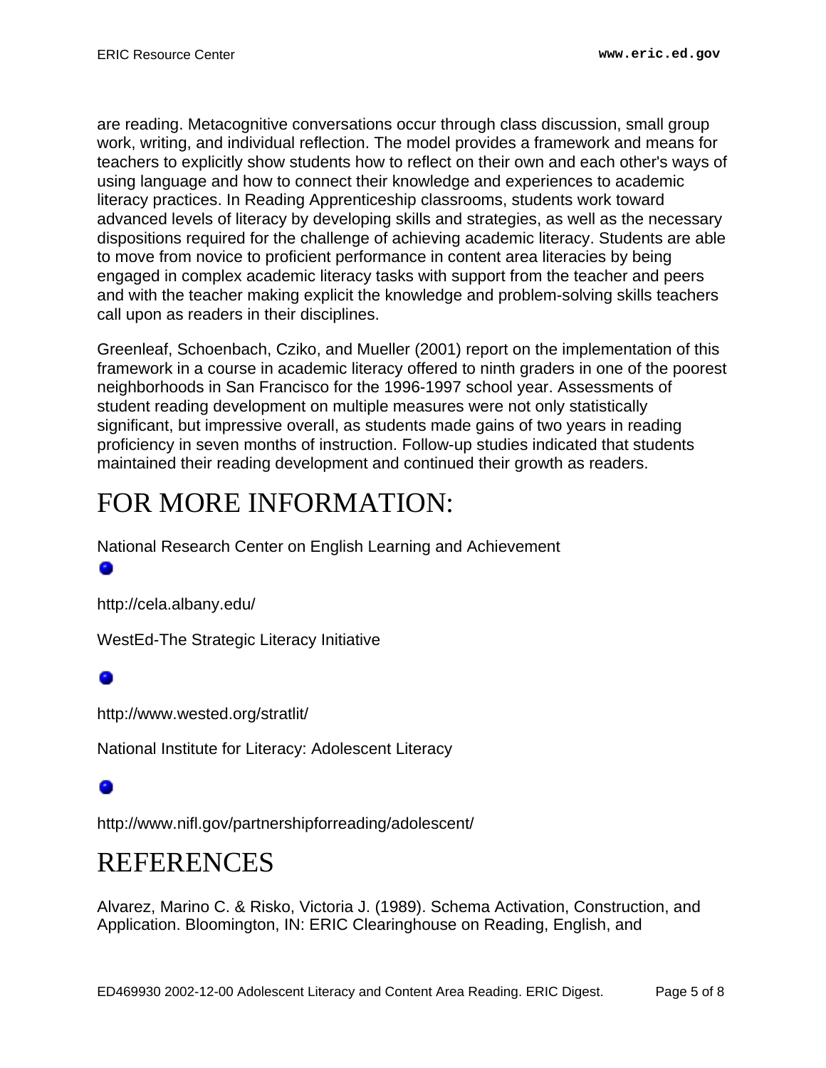are reading. Metacognitive conversations occur through class discussion, small group work, writing, and individual reflection. The model provides a framework and means for teachers to explicitly show students how to reflect on their own and each other's ways of using language and how to connect their knowledge and experiences to academic literacy practices. In Reading Apprenticeship classrooms, students work toward advanced levels of literacy by developing skills and strategies, as well as the necessary dispositions required for the challenge of achieving academic literacy. Students are able to move from novice to proficient performance in content area literacies by being engaged in complex academic literacy tasks with support from the teacher and peers and with the teacher making explicit the knowledge and problem-solving skills teachers call upon as readers in their disciplines.

Greenleaf, Schoenbach, Cziko, and Mueller (2001) report on the implementation of this framework in a course in academic literacy offered to ninth graders in one of the poorest neighborhoods in San Francisco for the 1996-1997 school year. Assessments of student reading development on multiple measures were not only statistically significant, but impressive overall, as students made gains of two years in reading proficiency in seven months of instruction. Follow-up studies indicated that students maintained their reading development and continued their growth as readers.

# FOR MORE INFORMATION:

National Research Center on English Learning and Achievement

- http://cela.albany.edu/

WestEd-The Strategic Literacy Initiative

- http://www.wested.org/stratlit/

National Institute for Literacy: Adolescent Literacy

- http://www.nifl.gov/partnershipforreading/adolescent/

# REFERENCES

Alvarez, Marino C. & Risko, Victoria J. (1989). Schema Activation, Construction, and Application. Bloomington, IN: ERIC Clearinghouse on Reading, English, and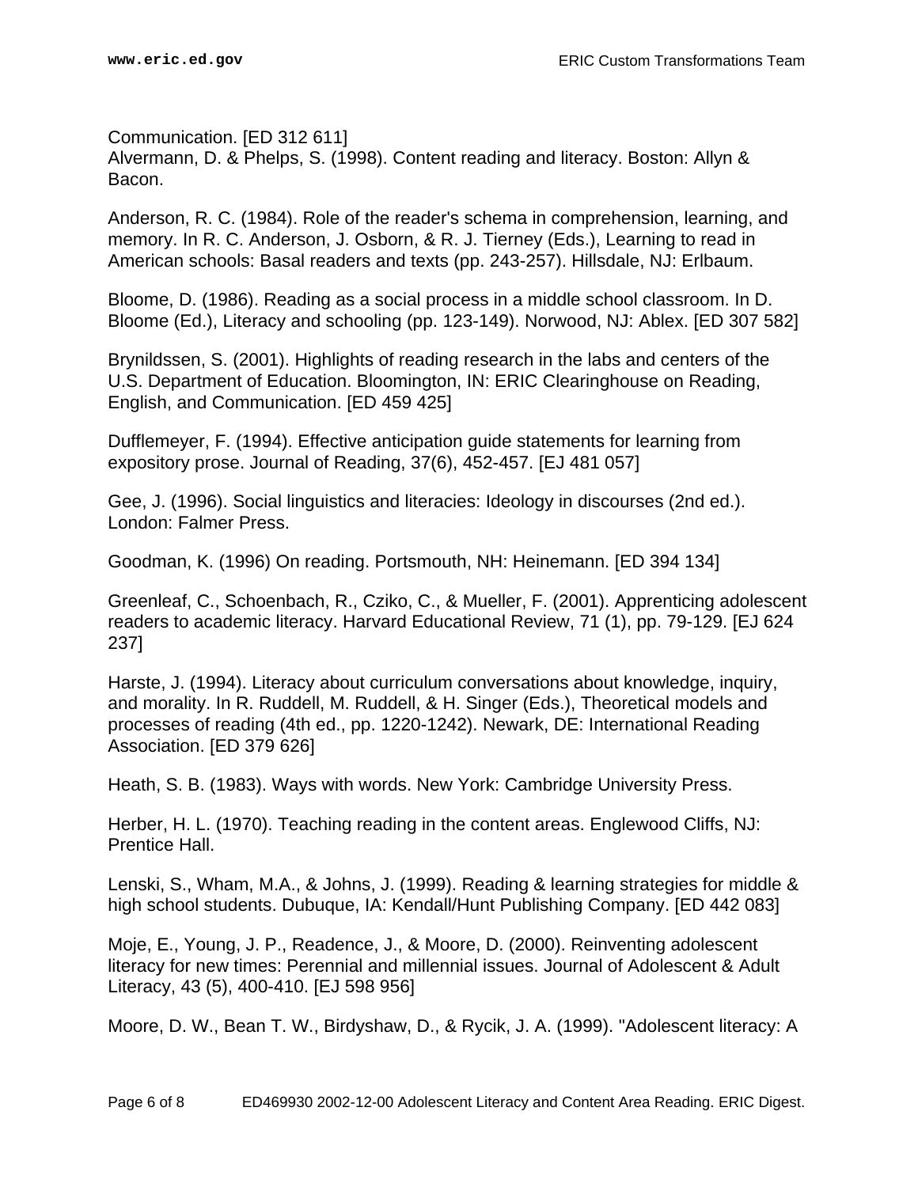Communication. [ED 312 611]

Alvermann, D. & Phelps, S. (1998). Content reading and literacy. Boston: Allyn & Bacon.

Anderson, R. C. (1984). Role of the reader's schema in comprehension, learning, and memory. In R. C. Anderson, J. Osborn, & R. J. Tierney (Eds.), Learning to read in American schools: Basal readers and texts (pp. 243-257). Hillsdale, NJ: Erlbaum.

Bloome, D. (1986). Reading as a social process in a middle school classroom. In D. Bloome (Ed.), Literacy and schooling (pp. 123-149). Norwood, NJ: Ablex. [ED 307 582]

Brynildssen, S. (2001). Highlights of reading research in the labs and centers of the U.S. Department of Education. Bloomington, IN: ERIC Clearinghouse on Reading, English, and Communication. [ED 459 425]

Dufflemeyer, F. (1994). Effective anticipation guide statements for learning from expository prose. Journal of Reading, 37(6), 452-457. [EJ 481 057]

Gee, J. (1996). Social linguistics and literacies: Ideology in discourses (2nd ed.). London: Falmer Press.

Goodman, K. (1996) On reading. Portsmouth, NH: Heinemann. [ED 394 134]

Greenleaf, C., Schoenbach, R., Cziko, C., & Mueller, F. (2001). Apprenticing adolescent readers to academic literacy. Harvard Educational Review, 71 (1), pp. 79-129. [EJ 624 237]

Harste, J. (1994). Literacy about curriculum conversations about knowledge, inquiry, and morality. In R. Ruddell, M. Ruddell, & H. Singer (Eds.), Theoretical models and processes of reading (4th ed., pp. 1220-1242). Newark, DE: International Reading Association. [ED 379 626]

Heath, S. B. (1983). Ways with words. New York: Cambridge University Press.

Herber, H. L. (1970). Teaching reading in the content areas. Englewood Cliffs, NJ: Prentice Hall.

Lenski, S., Wham, M.A., & Johns, J. (1999). Reading & learning strategies for middle & high school students. Dubuque, IA: Kendall/Hunt Publishing Company. [ED 442 083]

Moje, E., Young, J. P., Readence, J., & Moore, D. (2000). Reinventing adolescent literacy for new times: Perennial and millennial issues. Journal of Adolescent & Adult Literacy, 43 (5), 400-410. [EJ 598 956]

Moore, D. W., Bean T. W., Birdyshaw, D., & Rycik, J. A. (1999). "Adolescent literacy: A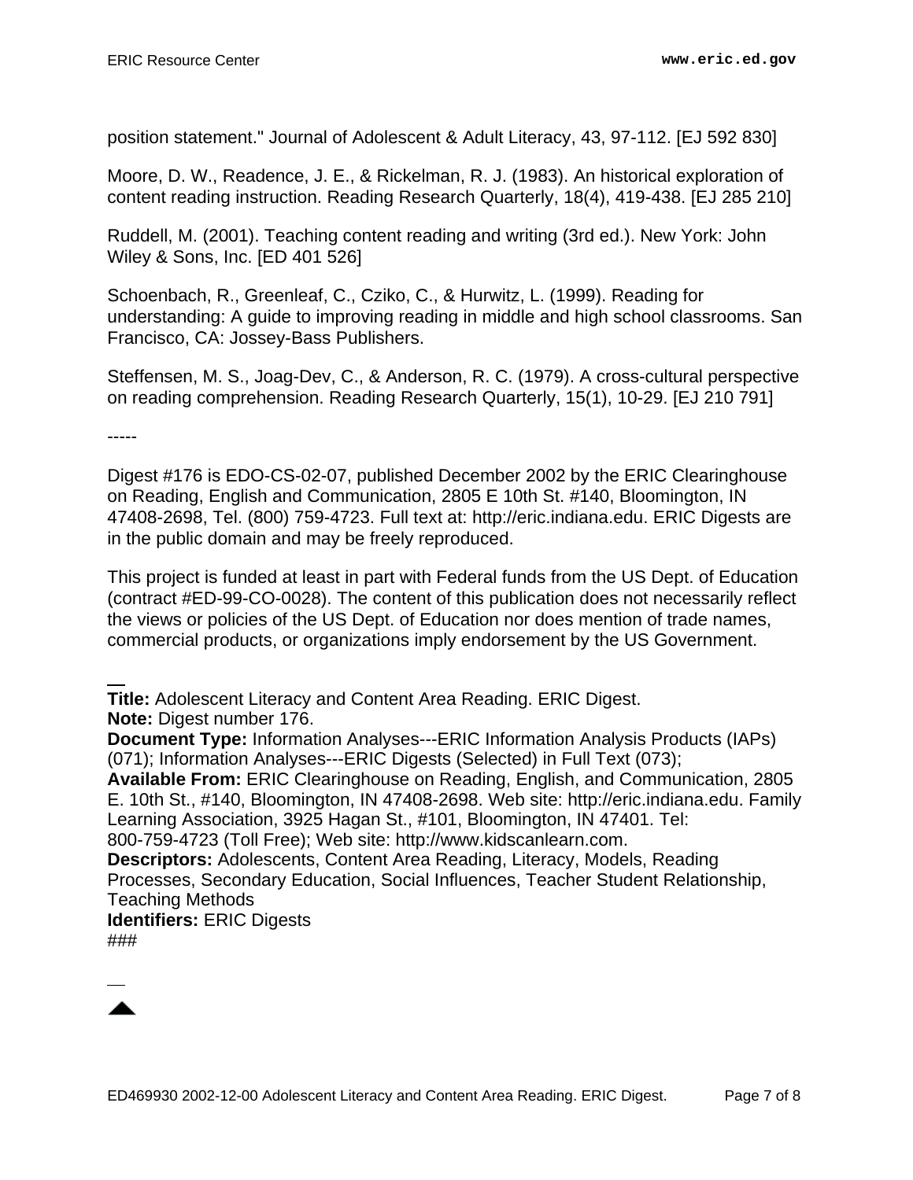position statement." Journal of Adolescent & Adult Literacy, 43, 97-112. [EJ 592 830]

Moore, D. W., Readence, J. E., & Rickelman, R. J. (1983). An historical exploration of content reading instruction. Reading Research Quarterly, 18(4), 419-438. [EJ 285 210]

Ruddell, M. (2001). Teaching content reading and writing (3rd ed.). New York: John Wiley & Sons, Inc. [ED 401 526]

Schoenbach, R., Greenleaf, C., Cziko, C., & Hurwitz, L. (1999). Reading for understanding: A guide to improving reading in middle and high school classrooms. San Francisco, CA: Jossey-Bass Publishers.

Steffensen, M. S., Joag-Dev, C., & Anderson, R. C. (1979). A cross-cultural perspective on reading comprehension. Reading Research Quarterly, 15(1), 10-29. [EJ 210 791]

-----

Digest #176 is EDO-CS-02-07, published December 2002 by the ERIC Clearinghouse on Reading, English and Communication, 2805 E 10th St. #140, Bloomington, IN 47408-2698, Tel. (800) 759-4723. Full text at: http://eric.indiana.edu. ERIC Digests are in the public domain and may be freely reproduced.

This project is funded at least in part with Federal funds from the US Dept. of Education (contract #ED-99-CO-0028). The content of this publication does not necessarily reflect the views or policies of the US Dept. of Education nor does mention of trade names, commercial products, or organizations imply endorsement by the US Government.

---

**Title:** Adolescent Literacy and Content Area Reading. ERIC Digest.
**Note:** Digest number 176.
**Document Type:** Information Analyses---ERIC Information Analysis Products (IAPs) (071); Information Analyses---ERIC Digests (Selected) in Full Text (073);
**Available From:** ERIC Clearinghouse on Reading, English, and Communication, 2805 E. 10th St., #140, Bloomington, IN 47408-2698. Web site: http://eric.indiana.edu. Family Learning Association, 3925 Hagan St., #101, Bloomington, IN 47401. Tel: 800-759-4723 (Toll Free); Web site: http://www.kidscanlearn.com.
**Descriptors:** Adolescents, Content Area Reading, Literacy, Models, Reading Processes, Secondary Education, Social Influences, Teacher Student Relationship, Teaching Methods
**Identifiers:** ERIC Digests
###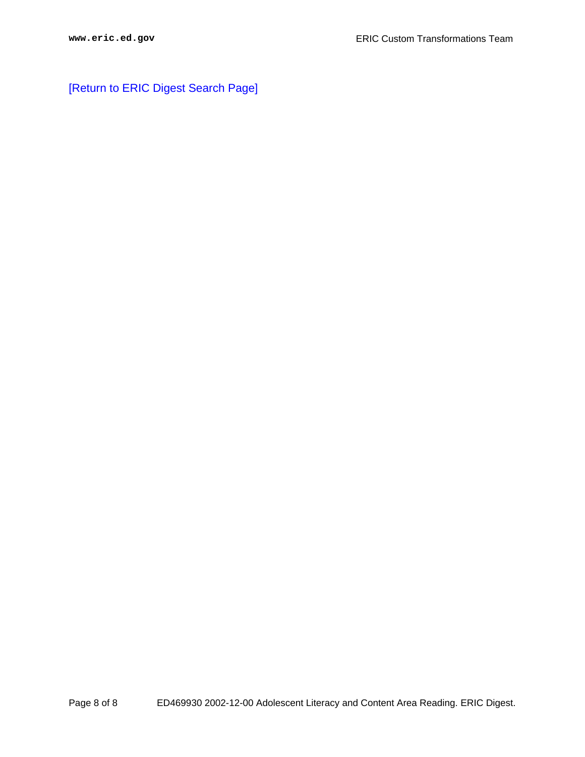[Return to ERIC Digest Search Page]